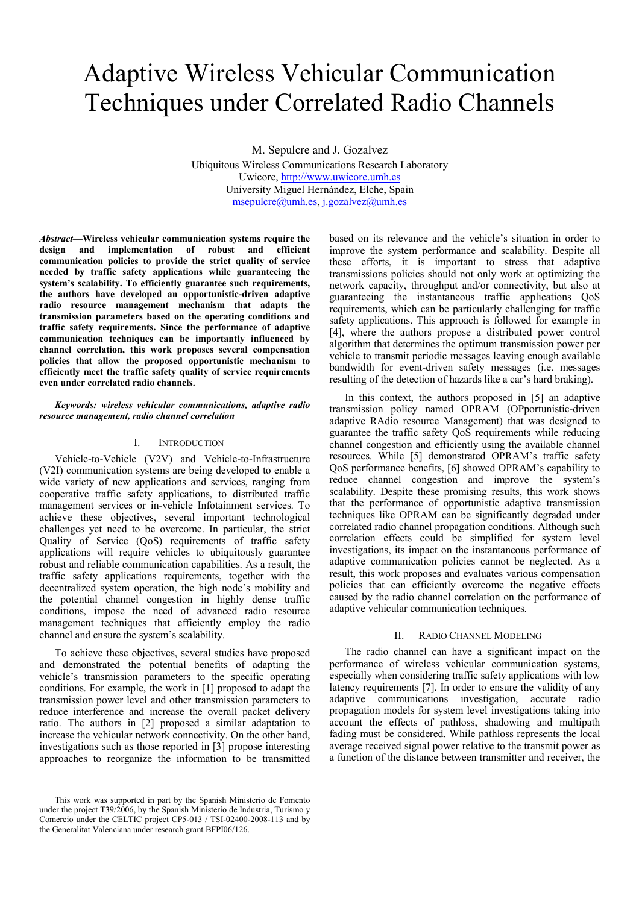# Adaptive Wireless Vehicular Communication Techniques under Correlated Radio Channels

M. Sepulcre and J. Gozalvez
Ubiquitous Wireless Communications Research Laboratory
Uwicore, http://www.uwicore.umh.es
University Miguel Hernández, Elche, Spain
msepulcre@umh.es, j.gozalvez@umh.es

***Abstract*—Wireless vehicular communication systems require the design and implementation of robust and efficient communication policies to provide the strict quality of service needed by traffic safety applications while guaranteeing the system's scalability. To efficiently guarantee such requirements, the authors have developed an opportunistic-driven adaptive radio resource management mechanism that adapts the transmission parameters based on the operating conditions and traffic safety requirements. Since the performance of adaptive communication techniques can be importantly influenced by channel correlation, this work proposes several compensation policies that allow the proposed opportunistic mechanism to efficiently meet the traffic safety quality of service requirements even under correlated radio channels.**

***Keywords: wireless vehicular communications, adaptive radio resource management, radio channel correlation***

## I. Introduction

Vehicle-to-Vehicle (V2V) and Vehicle-to-Infrastructure (V2I) communication systems are being developed to enable a wide variety of new applications and services, ranging from cooperative traffic safety applications, to distributed traffic management services or in-vehicle Infotainment services. To achieve these objectives, several important technological challenges yet need to be overcome. In particular, the strict Quality of Service (QoS) requirements of traffic safety applications will require vehicles to ubiquitously guarantee robust and reliable communication capabilities. As a result, the traffic safety applications requirements, together with the decentralized system operation, the high node's mobility and the potential channel congestion in highly dense traffic conditions, impose the need of advanced radio resource management techniques that efficiently employ the radio channel and ensure the system's scalability.

To achieve these objectives, several studies have proposed and demonstrated the potential benefits of adapting the vehicle's transmission parameters to the specific operating conditions. For example, the work in [1] proposed to adapt the transmission power level and other transmission parameters to reduce interference and increase the overall packet delivery ratio. The authors in [2] proposed a similar adaptation to increase the vehicular network connectivity. On the other hand, investigations such as those reported in [3] propose interesting approaches to reorganize the information to be transmitted based on its relevance and the vehicle's situation in order to improve the system performance and scalability. Despite all these efforts, it is important to stress that adaptive transmissions policies should not only work at optimizing the network capacity, throughput and/or connectivity, but also at guaranteeing the instantaneous traffic applications QoS requirements, which can be particularly challenging for traffic safety applications. This approach is followed for example in [4], where the authors propose a distributed power control algorithm that determines the optimum transmission power per vehicle to transmit periodic messages leaving enough available bandwidth for event-driven safety messages (i.e. messages resulting of the detection of hazards like a car's hard braking).

In this context, the authors proposed in [5] an adaptive transmission policy named OPRAM (OPportunistic-driven adaptive RAdio resource Management) that was designed to guarantee the traffic safety QoS requirements while reducing channel congestion and efficiently using the available channel resources. While [5] demonstrated OPRAM's traffic safety QoS performance benefits, [6] showed OPRAM's capability to reduce channel congestion and improve the system's scalability. Despite these promising results, this work shows that the performance of opportunistic adaptive transmission techniques like OPRAM can be significantly degraded under correlated radio channel propagation conditions. Although such correlation effects could be simplified for system level investigations, its impact on the instantaneous performance of adaptive communication policies cannot be neglected. As a result, this work proposes and evaluates various compensation policies that can efficiently overcome the negative effects caused by the radio channel correlation on the performance of adaptive vehicular communication techniques.

## II. Radio Channel Modeling

The radio channel can have a significant impact on the performance of wireless vehicular communication systems, especially when considering traffic safety applications with low latency requirements [7]. In order to ensure the validity of any adaptive communications investigation, accurate radio propagation models for system level investigations taking into account the effects of pathloss, shadowing and multipath fading must be considered. While pathloss represents the local average received signal power relative to the transmit power as a function of the distance between transmitter and receiver, the

---

This work was supported in part by the Spanish Ministerio de Fomento under the project T39/2006, by the Spanish Ministerio de Industria, Turismo y Comercio under the CELTIC project CP5-013 / TSI-02400-2008-113 and by the Generalitat Valenciana under research grant BFPI06/126.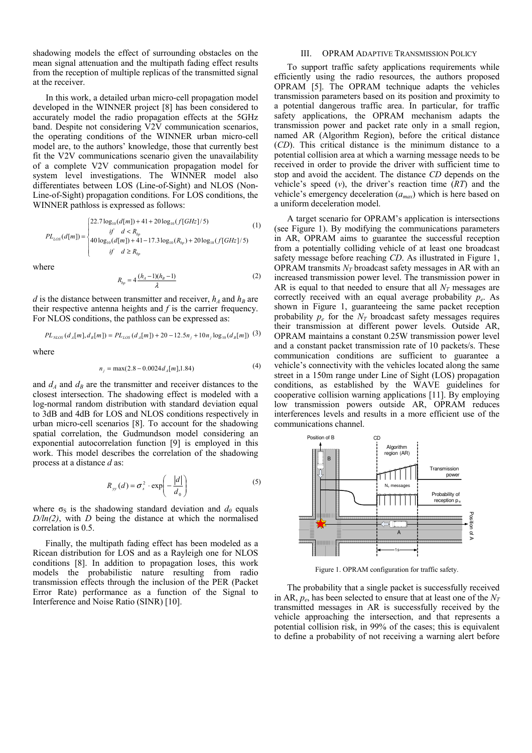shadowing models the effect of surrounding obstacles on the mean signal attenuation and the multipath fading effect results from the reception of multiple replicas of the transmitted signal at the receiver.

In this work, a detailed urban micro-cell propagation model developed in the WINNER project [8] has been considered to accurately model the radio propagation effects at the 5GHz band. Despite not considering V2V communication scenarios, the operating conditions of the WINNER urban micro-cell model are, to the authors' knowledge, those that currently best fit the V2V communications scenario given the unavailability of a complete V2V communication propagation model for system level investigations. The WINNER model also differentiates between LOS (Line-of-Sight) and NLOS (Non-Line-of-Sight) propagation conditions. For LOS conditions, the WINNER pathloss is expressed as follows:

$$PL_{LOS}(d[m]) = \begin{cases} 22.7\log_{10}(d[m]) + 41 + 20\log_{10}(f[GHz]/5) \\ \quad if \quad d < R_{bp} \\ 40\log_{10}(d[m]) + 41 - 17.3\log_{10}(R_{bp}) + 20\log_{10}(f[GHz]/5) \\ \quad if \quad d \geq R_{bp} \end{cases} \quad (1)$$

where

$$R_{bp} = 4\frac{(h_A - 1)(h_B - 1)}{\lambda} \quad (2)$$

$d$ is the distance between transmitter and receiver, $h_A$ and $h_B$ are their respective antenna heights and $f$ is the carrier frequency. For NLOS conditions, the pathloss can be expressed as:

$$PL_{NLOS}(d_A[m], d_B[m]) = PL_{LOS}(d_A[m]) + 20 - 12.5n_j + 10n_j\log_{10}(d_B[m]) \quad (3)$$

where

$$n_j = \max(2.8 - 0.0024d_A[m], 1.84) \quad (4)$$

and $d_A$ and $d_B$ are the transmitter and receiver distances to the closest intersection. The shadowing effect is modeled with a log-normal random distribution with standard deviation equal to 3dB and 4dB for LOS and NLOS conditions respectively in urban micro-cell scenarios [8]. To account for the shadowing spatial correlation, the Gudmundson model considering an exponential autocorrelation function [9] is employed in this work. This model describes the correlation of the shadowing process at a distance $d$ as:

$$R_{yy}(d) = \sigma_s^2 \cdot \exp\left(-\frac{|d|}{d_0}\right) \quad (5)$$

where $\sigma_S$ is the shadowing standard deviation and $d_0$ equals $D/ln(2)$, with $D$ being the distance at which the normalised correlation is 0.5.

Finally, the multipath fading effect has been modeled as a Ricean distribution for LOS and as a Rayleigh one for NLOS conditions [8]. In addition to propagation loses, this work models the probabilistic nature resulting from radio transmission effects through the inclusion of the PER (Packet Error Rate) performance as a function of the Signal to Interference and Noise Ratio (SINR) [10].

## III. OPRAM Adaptive Transmission Policy

To support traffic safety applications requirements while efficiently using the radio resources, the authors proposed OPRAM [5]. The OPRAM technique adapts the vehicles transmission parameters based on its position and proximity to a potential dangerous traffic area. In particular, for traffic safety applications, the OPRAM mechanism adapts the transmission power and packet rate only in a small region, named AR (Algorithm Region), before the critical distance (*CD*). This critical distance is the minimum distance to a potential collision area at which a warning message needs to be received in order to provide the driver with sufficient time to stop and avoid the accident. The distance *CD* depends on the vehicle's speed ($v$), the driver's reaction time ($RT$) and the vehicle's emergency deceleration ($a_{max}$) which is here based on a uniform deceleration model.

A target scenario for OPRAM's application is intersections (see Figure 1). By modifying the communications parameters in AR, OPRAM aims to guarantee the successful reception from a potentially colliding vehicle of at least one broadcast safety message before reaching *CD*. As illustrated in Figure 1, OPRAM transmits $N_T$ broadcast safety messages in AR with an increased transmission power level. The transmission power in AR is equal to that needed to ensure that all $N_T$ messages are correctly received with an equal average probability $p_e$. As shown in Figure 1, guaranteeing the same packet reception probability $p_e$ for the $N_T$ broadcast safety messages requires their transmission at different power levels. Outside AR, OPRAM maintains a constant 0.25W transmission power level and a constant packet transmission rate of 10 packets/s. These communication conditions are sufficient to guarantee a vehicle's connectivity with the vehicles located along the same street in a 150m range under Line of Sight (LOS) propagation conditions, as established by the WAVE guidelines for cooperative collision warning applications [11]. By employing low transmission powers outside AR, OPRAM reduces interferences levels and results in a more efficient use of the communications channel.

Figure 1. OPRAM configuration for traffic safety.

The probability that a single packet is successfully received in AR, $p_e$, has been selected to ensure that at least one of the $N_T$ transmitted messages in AR is successfully received by the vehicle approaching the intersection, and that represents a potential collision risk, in 99% of the cases; this is equivalent to define a probability of not receiving a warning alert before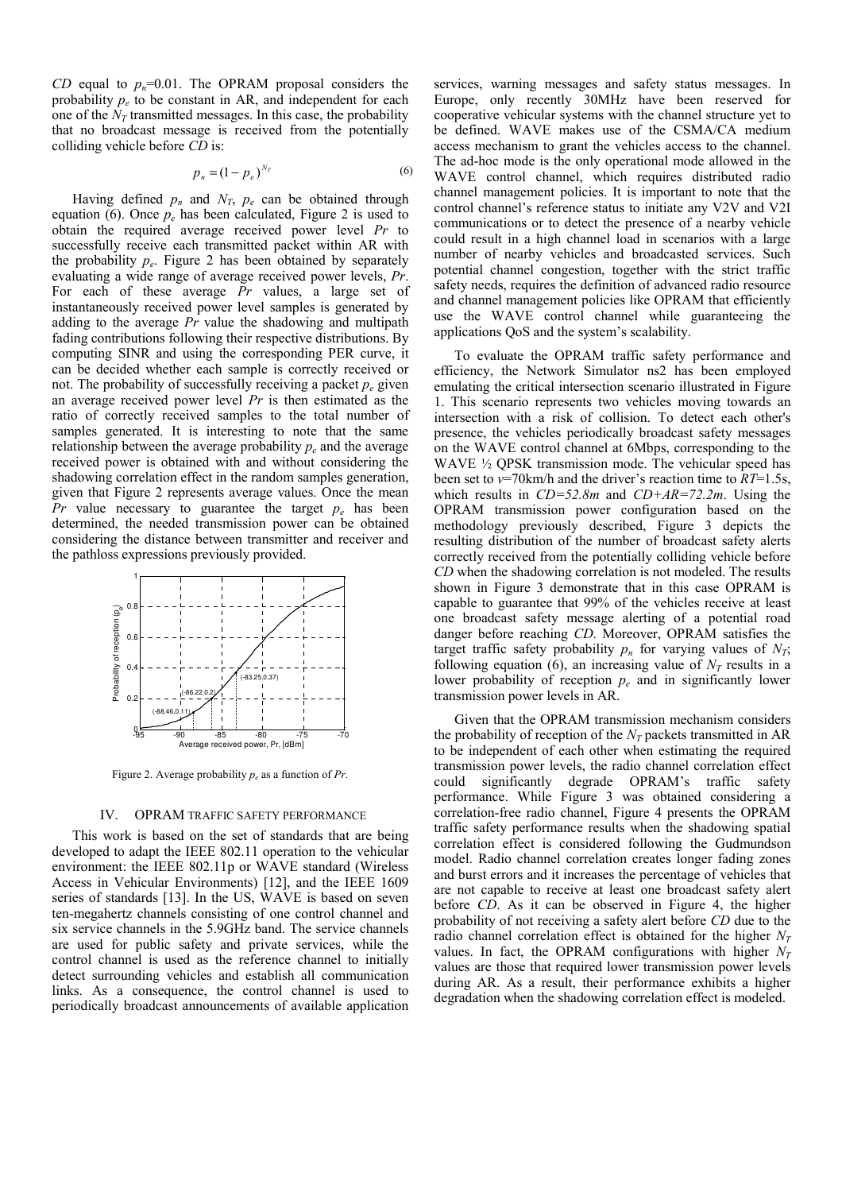*CD* equal to $p_n$=0.01. The OPRAM proposal considers the probability $p_e$ to be constant in AR, and independent for each one of the $N_T$ transmitted messages. In this case, the probability that no broadcast message is received from the potentially colliding vehicle before *CD* is:

$$p_n = (1 - p_e)^{N_T} \tag{6}$$

Having defined $p_n$ and $N_T$, $p_e$ can be obtained through equation (6). Once $p_e$ has been calculated, Figure 2 is used to obtain the required average received power level *Pr* to successfully receive each transmitted packet within AR with the probability $p_e$. Figure 2 has been obtained by separately evaluating a wide range of average received power levels, *Pr*. For each of these average *Pr* values, a large set of instantaneously received power level samples is generated by adding to the average *Pr* value the shadowing and multipath fading contributions following their respective distributions. By computing SINR and using the corresponding PER curve, it can be decided whether each sample is correctly received or not. The probability of successfully receiving a packet $p_e$ given an average received power level *Pr* is then estimated as the ratio of correctly received samples to the total number of samples generated. It is interesting to note that the same relationship between the average probability $p_e$ and the average received power is obtained with and without considering the shadowing correlation effect in the random samples generation, given that Figure 2 represents average values. Once the mean *Pr* value necessary to guarantee the target $p_e$ has been determined, the needed transmission power can be obtained considering the distance between transmitter and receiver and the pathloss expressions previously provided.

Figure 2. Average probability $p_e$ as a function of *Pr*.

## IV. OPRAM TRAFFIC SAFETY PERFORMANCE

This work is based on the set of standards that are being developed to adapt the IEEE 802.11 operation to the vehicular environment: the IEEE 802.11p or WAVE standard (Wireless Access in Vehicular Environments) [12], and the IEEE 1609 series of standards [13]. In the US, WAVE is based on seven ten-megahertz channels consisting of one control channel and six service channels in the 5.9GHz band. The service channels are used for public safety and private services, while the control channel is used as the reference channel to initially detect surrounding vehicles and establish all communication links. As a consequence, the control channel is used to periodically broadcast announcements of available application services, warning messages and safety status messages. In Europe, only recently 30MHz have been reserved for cooperative vehicular systems with the channel structure yet to be defined. WAVE makes use of the CSMA/CA medium access mechanism to grant the vehicles access to the channel. The ad-hoc mode is the only operational mode allowed in the WAVE control channel, which requires distributed radio channel management policies. It is important to note that the control channel's reference status to initiate any V2V and V2I communications or to detect the presence of a nearby vehicle could result in a high channel load in scenarios with a large number of nearby vehicles and broadcasted services. Such potential channel congestion, together with the strict traffic safety needs, requires the definition of advanced radio resource and channel management policies like OPRAM that efficiently use the WAVE control channel while guaranteeing the applications QoS and the system's scalability.

To evaluate the OPRAM traffic safety performance and efficiency, the Network Simulator ns2 has been employed emulating the critical intersection scenario illustrated in Figure 1. This scenario represents two vehicles moving towards an intersection with a risk of collision. To detect each other's presence, the vehicles periodically broadcast safety messages on the WAVE control channel at 6Mbps, corresponding to the WAVE ½ QPSK transmission mode. The vehicular speed has been set to *v*=70km/h and the driver's reaction time to *RT*=1.5s, which results in *CD=52.8m* and *CD+AR=72.2m*. Using the OPRAM transmission power configuration based on the methodology previously described, Figure 3 depicts the resulting distribution of the number of broadcast safety alerts correctly received from the potentially colliding vehicle before *CD* when the shadowing correlation is not modeled. The results shown in Figure 3 demonstrate that in this case OPRAM is capable to guarantee that 99% of the vehicles receive at least one broadcast safety message alerting of a potential road danger before reaching *CD*. Moreover, OPRAM satisfies the target traffic safety probability $p_n$ for varying values of $N_T$; following equation (6), an increasing value of $N_T$ results in a lower probability of reception $p_e$ and in significantly lower transmission power levels in AR.

Given that the OPRAM transmission mechanism considers the probability of reception of the $N_T$ packets transmitted in AR to be independent of each other when estimating the required transmission power levels, the radio channel correlation effect could significantly degrade OPRAM's traffic safety performance. While Figure 3 was obtained considering a correlation-free radio channel, Figure 4 presents the OPRAM traffic safety performance results when the shadowing spatial correlation effect is considered following the Gudmundson model. Radio channel correlation creates longer fading zones and burst errors and it increases the percentage of vehicles that are not capable to receive at least one broadcast safety alert before *CD*. As it can be observed in Figure 4, the higher probability of not receiving a safety alert before *CD* due to the radio channel correlation effect is obtained for the higher $N_T$ values. In fact, the OPRAM configurations with higher $N_T$ values are those that required lower transmission power levels during AR. As a result, their performance exhibits a higher degradation when the shadowing correlation effect is modeled.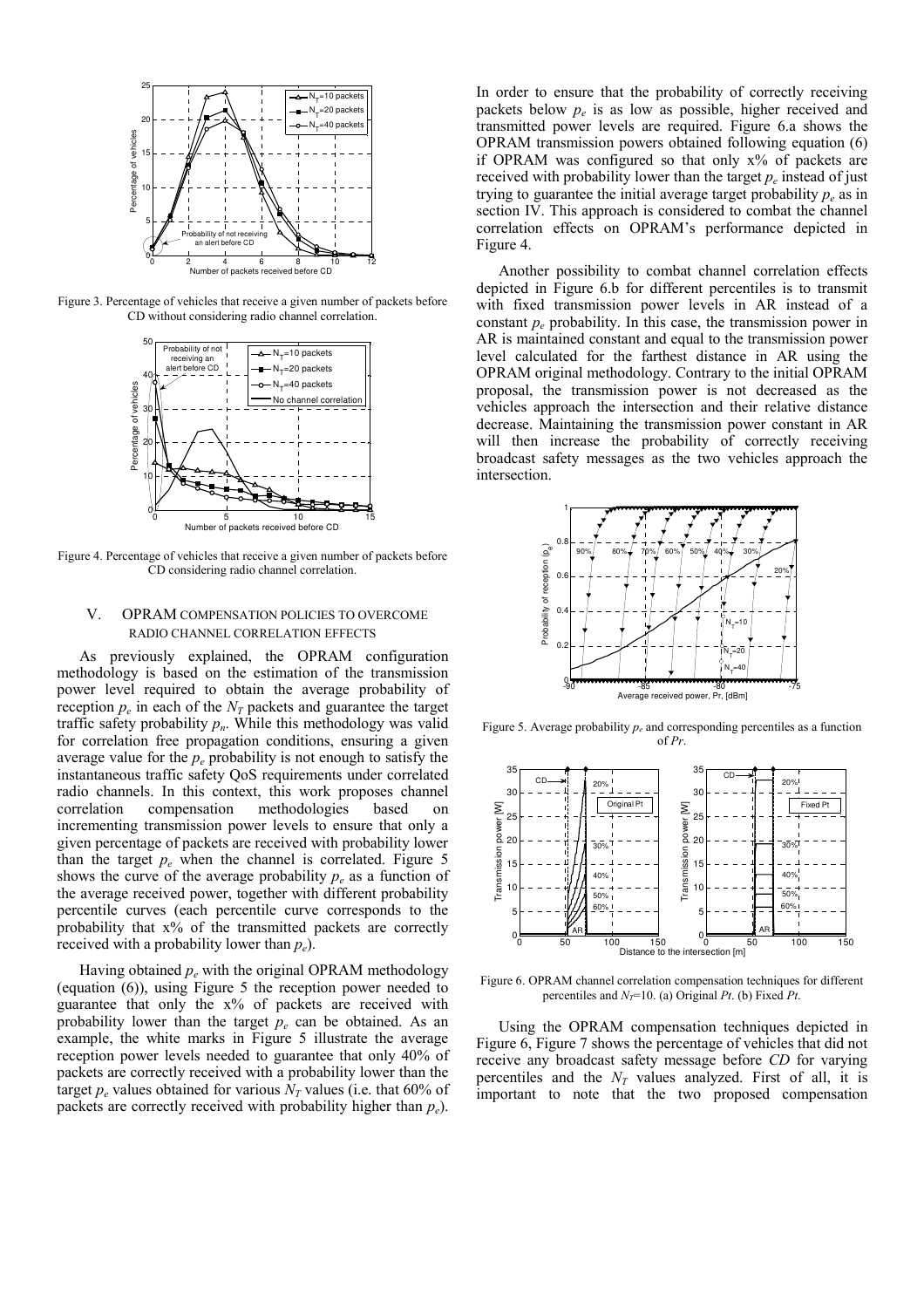Figure 3. Percentage of vehicles that receive a given number of packets before CD without considering radio channel correlation.

Figure 4. Percentage of vehicles that receive a given number of packets before CD considering radio channel correlation.

## V. OPRAM COMPENSATION POLICIES TO OVERCOME RADIO CHANNEL CORRELATION EFFECTS

As previously explained, the OPRAM configuration methodology is based on the estimation of the transmission power level required to obtain the average probability of reception $p_e$ in each of the $N_T$ packets and guarantee the target traffic safety probability $p_n$. While this methodology was valid for correlation free propagation conditions, ensuring a given average value for the $p_e$ probability is not enough to satisfy the instantaneous traffic safety QoS requirements under correlated radio channels. In this context, this work proposes channel correlation compensation methodologies based on incrementing transmission power levels to ensure that only a given percentage of packets are received with probability lower than the target $p_e$ when the channel is correlated. Figure 5 shows the curve of the average probability $p_e$ as a function of the average received power, together with different probability percentile curves (each percentile curve corresponds to the probability that x% of the transmitted packets are correctly received with a probability lower than $p_e$).

Having obtained $p_e$ with the original OPRAM methodology (equation (6)), using Figure 5 the reception power needed to guarantee that only the x% of packets are received with probability lower than the target $p_e$ can be obtained. As an example, the white marks in Figure 5 illustrate the average reception power levels needed to guarantee that only 40% of packets are correctly received with a probability lower than the target $p_e$ values obtained for various $N_T$ values (i.e. that 60% of packets are correctly received with probability higher than $p_e$).

In order to ensure that the probability of correctly receiving packets below $p_e$ is as low as possible, higher received and transmitted power levels are required. Figure 6.a shows the OPRAM transmission powers obtained following equation (6) if OPRAM was configured so that only x% of packets are received with probability lower than the target $p_e$ instead of just trying to guarantee the initial average target probability $p_e$ as in section IV. This approach is considered to combat the channel correlation effects on OPRAM's performance depicted in Figure 4.

Another possibility to combat channel correlation effects depicted in Figure 6.b for different percentiles is to transmit with fixed transmission power levels in AR instead of a constant $p_e$ probability. In this case, the transmission power in AR is maintained constant and equal to the transmission power level calculated for the farthest distance in AR using the OPRAM original methodology. Contrary to the initial OPRAM proposal, the transmission power is not decreased as the vehicles approach the intersection and their relative distance decrease. Maintaining the transmission power constant in AR will then increase the probability of correctly receiving broadcast safety messages as the two vehicles approach the intersection.

Figure 5. Average probability $p_e$ and corresponding percentiles as a function of $Pr$.

Figure 6. OPRAM channel correlation compensation techniques for different percentiles and $N_T$=10. (a) Original $Pt$. (b) Fixed $Pt$.

Using the OPRAM compensation techniques depicted in Figure 6, Figure 7 shows the percentage of vehicles that did not receive any broadcast safety message before *CD* for varying percentiles and the $N_T$ values analyzed. First of all, it is important to note that the two proposed compensation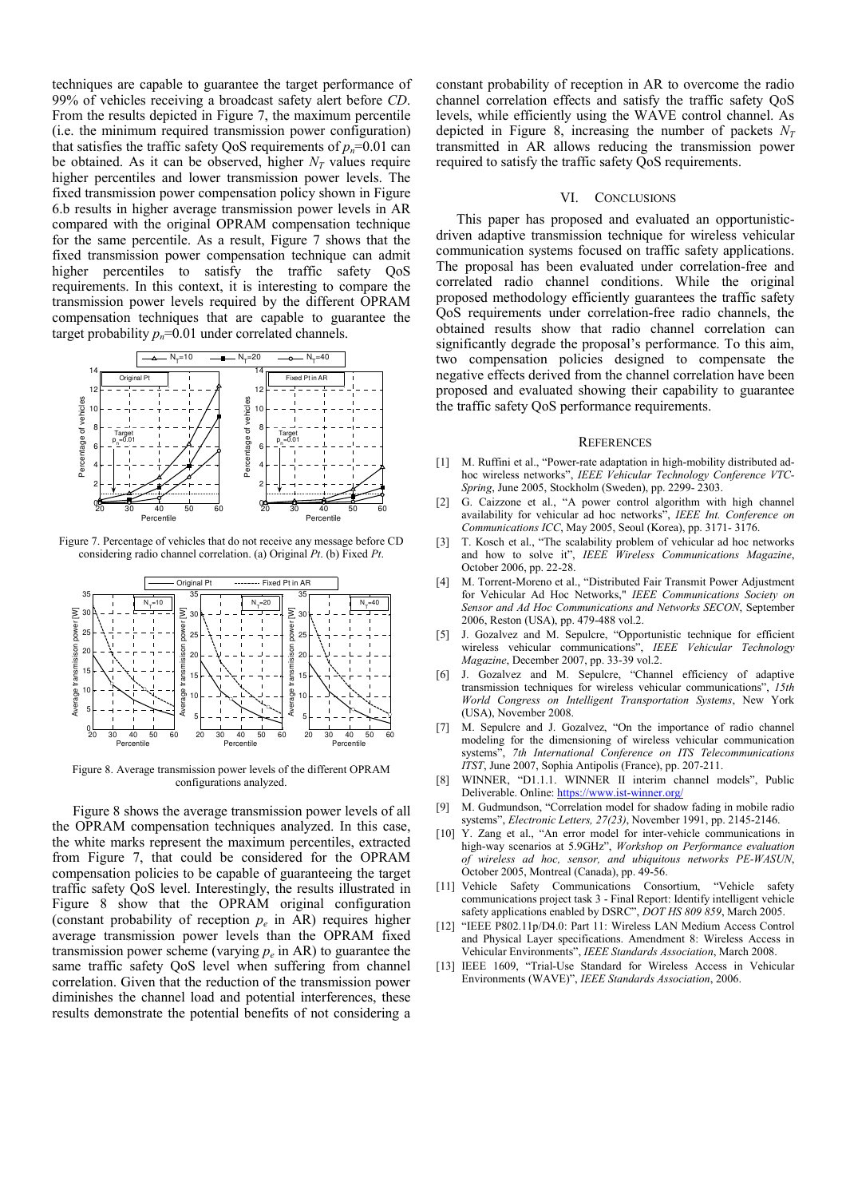techniques are capable to guarantee the target performance of 99% of vehicles receiving a broadcast safety alert before *CD*. From the results depicted in Figure 7, the maximum percentile (i.e. the minimum required transmission power configuration) that satisfies the traffic safety QoS requirements of $p_n$=0.01 can be obtained. As it can be observed, higher $N_T$ values require higher percentiles and lower transmission power levels. The fixed transmission power compensation policy shown in Figure 6.b results in higher average transmission power levels in AR compared with the original OPRAM compensation technique for the same percentile. As a result, Figure 7 shows that the fixed transmission power compensation technique can admit higher percentiles to satisfy the traffic safety QoS requirements. In this context, it is interesting to compare the transmission power levels required by the different OPRAM compensation techniques that are capable to guarantee the target probability $p_n$=0.01 under correlated channels.

$N_T$=10 $N_T$=20 $N_T$=40

Original Pt

Fixed Pt in AR

Target $p_n$=0.01

Percentage of vehicles

Percentile

0 2 4 6 8 10 12 14

20 30 40 50 60

Figure 7. Percentage of vehicles that do not receive any message before CD considering radio channel correlation. (a) Original *Pt*. (b) Fixed *Pt*.

Original Pt

Fixed Pt in AR

$N_T$=10

$N_T$=20

$N_T$=40

Average transmission power [W]

Percentile

0 5 10 15 20 25 30 35

20 30 40 50 60

Figure 8. Average transmission power levels of the different OPRAM configurations analyzed.

Figure 8 shows the average transmission power levels of all the OPRAM compensation techniques analyzed. In this case, the white marks represent the maximum percentiles, extracted from Figure 7, that could be considered for the OPRAM compensation policies to be capable of guaranteeing the target traffic safety QoS level. Interestingly, the results illustrated in Figure 8 show that the OPRAM original configuration (constant probability of reception $p_e$ in AR) requires higher average transmission power levels than the OPRAM fixed transmission power scheme (varying $p_e$ in AR) to guarantee the same traffic safety QoS level when suffering from channel correlation. Given that the reduction of the transmission power diminishes the channel load and potential interferences, these results demonstrate the potential benefits of not considering a constant probability of reception in AR to overcome the radio channel correlation effects and satisfy the traffic safety QoS levels, while efficiently using the WAVE control channel. As depicted in Figure 8, increasing the number of packets $N_T$ transmitted in AR allows reducing the transmission power required to satisfy the traffic safety QoS requirements.

## VI. CONCLUSIONS

This paper has proposed and evaluated an opportunistic-driven adaptive transmission technique for wireless vehicular communication systems focused on traffic safety applications. The proposal has been evaluated under correlation-free and correlated radio channel conditions. While the original proposed methodology efficiently guarantees the traffic safety QoS requirements under correlation-free radio channels, the obtained results show that radio channel correlation can significantly degrade the proposal's performance. To this aim, two compensation policies designed to compensate the negative effects derived from the channel correlation have been proposed and evaluated showing their capability to guarantee the traffic safety QoS performance requirements.

## REFERENCES

[1] M. Ruffini et al., "Power-rate adaptation in high-mobility distributed ad-hoc wireless networks", *IEEE Vehicular Technology Conference VTC-Spring*, June 2005, Stockholm (Sweden), pp. 2299- 2303.

[2] G. Caizzone et al., "A power control algorithm with high channel availability for vehicular ad hoc networks", *IEEE Int. Conference on Communications ICC*, May 2005, Seoul (Korea), pp. 3171- 3176.

[3] T. Kosch et al., "The scalability problem of vehicular ad hoc networks and how to solve it", *IEEE Wireless Communications Magazine*, October 2006, pp. 22-28.

[4] M. Torrent-Moreno et al., "Distributed Fair Transmit Power Adjustment for Vehicular Ad Hoc Networks," *IEEE Communications Society on Sensor and Ad Hoc Communications and Networks SECON*, September 2006, Reston (USA), pp. 479-488 vol.2.

[5] J. Gozalvez and M. Sepulcre, "Opportunistic technique for efficient wireless vehicular communications", *IEEE Vehicular Technology Magazine*, December 2007, pp. 33-39 vol.2.

[6] J. Gozalvez and M. Sepulcre, "Channel efficiency of adaptive transmission techniques for wireless vehicular communications", *15th World Congress on Intelligent Transportation Systems*, New York (USA), November 2008.

[7] M. Sepulcre and J. Gozalvez, "On the importance of radio channel modeling for the dimensioning of wireless vehicular communication systems", *7th International Conference on ITS Telecommunications ITST*, June 2007, Sophia Antipolis (France), pp. 207-211.

[8] WINNER, "D1.1.1. WINNER II interim channel models", Public Deliverable. Online: https://www.ist-winner.org/

[9] M. Gudmundson, "Correlation model for shadow fading in mobile radio systems", *Electronic Letters, 27(23)*, November 1991, pp. 2145-2146.

[10] Y. Zang et al., "An error model for inter-vehicle communications in high-way scenarios at 5.9GHz", *Workshop on Performance evaluation of wireless ad hoc, sensor, and ubiquitous networks PE-WASUN*, October 2005, Montreal (Canada), pp. 49-56.

[11] Vehicle Safety Communications Consortium, "Vehicle safety communications project task 3 - Final Report: Identify intelligent vehicle safety applications enabled by DSRC", *DOT HS 809 859*, March 2005.

[12] "IEEE P802.11p/D4.0: Part 11: Wireless LAN Medium Access Control and Physical Layer specifications. Amendment 8: Wireless Access in Vehicular Environments", *IEEE Standards Association*, March 2008.

[13] IEEE 1609, "Trial-Use Standard for Wireless Access in Vehicular Environments (WAVE)", *IEEE Standards Association*, 2006.